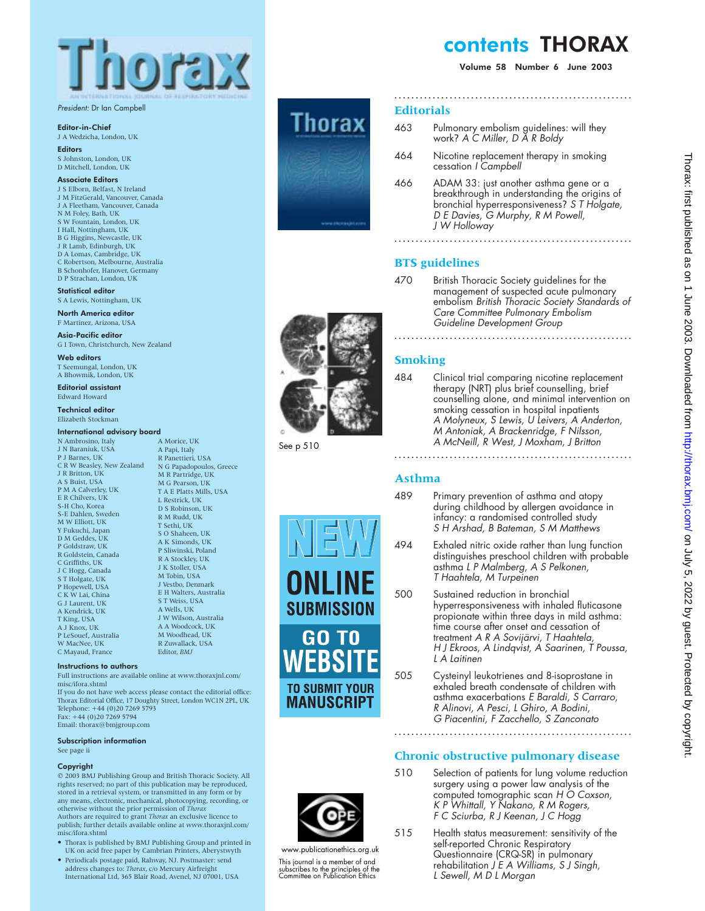# Thorax

AN INTERNATIONAL JOURNAL OF RESPIRATORY MEDICINE

*President:* Dr Ian Campbell

**Editor-in-Chief**
J A Wedzicha, London, UK

**Editors**
S Johnston, London, UK
D Mitchell, London, UK

**Associate Editors**
J S Elborn, Belfast, N Ireland
J M FitzGerald, Vancouver, Canada
J A Fleetham, Vancouver, Canada
N M Foley, Bath, UK
S W Fountain, London, UK
I Hall, Nottingham, UK
B G Higgins, Newcastle, UK
J R Lamb, Edinburgh, UK
D A Lomas, Cambridge, UK
C Robertson, Melbourne, Australia
B Schonhofer, Hanover, Germany
D P Strachan, London, UK

**Statistical editor**
S A Lewis, Nottingham, UK

**North America editor**
F Martinez, Arizona, USA

**Asia-Pacific editor**
G I Town, Christchurch, New Zealand

**Web editors**
T Seemungal, London, UK
A Bhowmik, London, UK

**Editorial assistant**
Edward Howard

**Technical editor**
Elizabeth Stockman

**International advisory board**
N Ambrosino, Italy
J N Baraniuk, USA
P J Barnes, UK
C R W Beasley, New Zealand
J R Britton, UK
A S Buist, USA
P M A Calverley, UK
E R Chilvers, UK
S-H Cho, Korea
S-E Dahlen, Sweden
M W Elliott, UK
Y Fukuchi, Japan
D M Geddes, UK
P Goldstraw, UK
R Goldstein, Canada
C Griffiths, UK
J C Hogg, Canada
S T Holgate, UK
P Hopewell, USA
C K W Lai, China
G J Laurent, UK
A Kendrick, UK
T King, USA
A J Knox, UK
P LeSouef, Australia
W MacNee, UK
C Mayaud, France
A Morice, UK
A Papi, Italy
R Panettieri, USA
N G Papadopoulos, Greece
M R Partridge, UK
M G Pearson, UK
T A E Platts Mills, USA
L Restrick, UK
D S Robinson, UK
R M Rudd, UK
T Sethi, UK
S O Shaheen, UK
A K Simonds, UK
P Sliwinski, Poland
R A Stockley, UK
J K Stoller, USA
M Tobin, USA
J Vestbo, Denmark
E H Walters, Australia
S T Weiss, USA
A Wells, UK
J W Wilson, Australia
A A Woodcock, UK
M Woodhead, UK
R Zuwallack, USA
Editor, *BMJ*

**Instructions to authors**
Full instructions are available online at www.thoraxjnl.com/misc/ifora.shtml
If you do not have web access please contact the editorial office:
Thorax Editorial Office, 17 Doughty Street, London WC1N 2PL, UK
Telephone: +44 (0)20 7269 5793
Fax: +44 (0)20 7269 5794
Email: thorax@bmjgroup.com

**Subscription information**
See page ii

**Copyright**
© 2003 BMJ Publishing Group and British Thoracic Society. All rights reserved; no part of this publication may be reproduced, stored in a retrieval system, or transmitted in any form or by any means, electronic, mechanical, photocopying, recording, or otherwise without the prior permission of *Thorax*
Authors are required to grant *Thorax* an exclusive licence to publish; further details available online at www.thoraxjnl.com/misc/ifora.shtml

- Thorax is published by BMJ Publishing Group and printed in UK on acid free paper by Cambrian Printers, Aberystwyth
- Periodicals postage paid, Rahway, NJ. Postmaster: send address changes to: *Thorax*, c/o Mercury Airfreight International Ltd, 365 Blair Road, Avenel, NJ 07001, USA

See p 510

NEW ONLINE SUBMISSION
GO TO WEBSITE
TO SUBMIT YOUR MANUSCRIPT

www.publicationethics.org.uk
This journal is a member of and subscribes to the principles of the Committee on Publication Ethics

# contents THORAX

**Volume 58 Number 6 June 2003**

## Editorials

463 Pulmonary embolism guidelines: will they work? *A C Miller, D A R Boldy*

464 Nicotine replacement therapy in smoking cessation *I Campbell*

466 ADAM 33: just another asthma gene or a breakthrough in understanding the origins of bronchial hyperresponsiveness? *S T Holgate, D E Davies, G Murphy, R M Powell, J W Holloway*

## BTS guidelines

470 British Thoracic Society guidelines for the management of suspected acute pulmonary embolism *British Thoracic Society Standards of Care Committee Pulmonary Embolism Guideline Development Group*

## Smoking

484 Clinical trial comparing nicotine replacement therapy (NRT) plus brief counselling, brief counselling alone, and minimal intervention on smoking cessation in hospital inpatients *A Molyneux, S Lewis, U Leivers, A Anderton, M Antoniak, A Brackenridge, F Nilsson, A McNeill, R West, J Moxham, J Britton*

## Asthma

489 Primary prevention of asthma and atopy during childhood by allergen avoidance in infancy: a randomised controlled study *S H Arshad, B Bateman, S M Matthews*

494 Exhaled nitric oxide rather than lung function distinguishes preschool children with probable asthma *L P Malmberg, A S Pelkonen, T Haahtela, M Turpeinen*

500 Sustained reduction in bronchial hyperresponsiveness with inhaled fluticasone propionate within three days in mild asthma: time course after onset and cessation of treatment *A R A Sovijärvi, T Haahtela, H J Ekroos, A Lindqvist, A Saarinen, T Poussa, L A Laitinen*

505 Cysteinyl leukotrienes and 8-isoprostane in exhaled breath condensate of children with asthma exacerbations *E Baraldi, S Carraro, R Alinovi, A Pesci, L Ghiro, A Bodini, G Piacentini, F Zacchello, S Zanconato*

## Chronic obstructive pulmonary disease

510 Selection of patients for lung volume reduction surgery using a power law analysis of the computed tomographic scan *H O Coxson, K P Whittall, Y Nakano, R M Rogers, F C Sciurba, R J Keenan, J C Hogg*

515 Health status measurement: sensitivity of the self-reported Chronic Respiratory Questionnaire (CRQ-SR) in pulmonary rehabilitation *J E A Williams, S J Singh, L Sewell, M D L Morgan*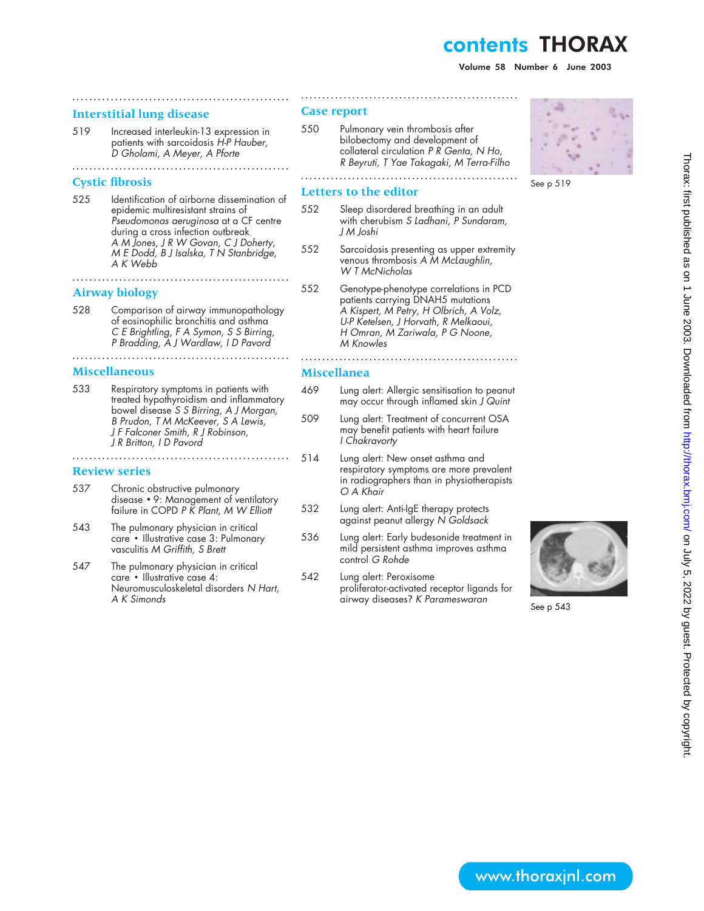# contents THORAX

## Interstitial lung disease

519 Increased interleukin-13 expression in patients with sarcoidosis *H-P Hauber, D Gholami, A Meyer, A Pforte*

## Cystic fibrosis

525 Identification of airborne dissemination of epidemic multiresistant strains of *Pseudomonas aeruginosa* at a CF centre during a cross infection outbreak *A M Jones, J R W Govan, C J Doherty, M E Dodd, B J Isalska, T N Stanbridge, A K Webb*

## Airway biology

528 Comparison of airway immunopathology of eosinophilic bronchitis and asthma *C E Brightling, F A Symon, S S Birring, P Bradding, A J Wardlaw, I D Pavord*

## Miscellaneous

533 Respiratory symptoms in patients with treated hypothyroidism and inflammatory bowel disease *S S Birring, A J Morgan, B Prudon, T M McKeever, S A Lewis, J F Falconer Smith, R J Robinson, J R Britton, I D Pavord*

## Review series

537 Chronic obstructive pulmonary disease • 9: Management of ventilatory failure in COPD *P K Plant, M W Elliott*

543 The pulmonary physician in critical care • Illustrative case 3: Pulmonary vasculitis *M Griffith, S Brett*

547 The pulmonary physician in critical care • Illustrative case 4: Neuromusculoskeletal disorders *N Hart, A K Simonds*

## Case report

550 Pulmonary vein thrombosis after bilobectomy and development of collateral circulation *P R Genta, N Ho, R Beyruti, T Yae Takagaki, M Terra-Filho*

## Letters to the editor

552 Sleep disordered breathing in an adult with cherubism *S Ladhani, P Sundaram, J M Joshi*

552 Sarcoidosis presenting as upper extremity venous thrombosis *A M McLaughlin, W T McNicholas*

552 Genotype-phenotype correlations in PCD patients carrying DNAH5 mutations *A Kispert, M Petry, H Olbrich, A Volz, U-P Ketelsen, J Horvath, R Melkaoui, H Omran, M Zariwala, P G Noone, M Knowles*

## Miscellanea

469 Lung alert: Allergic sensitisation to peanut may occur through inflamed skin *J Quint*

509 Lung alert: Treatment of concurrent OSA may benefit patients with heart failure *I Chakravorty*

514 Lung alert: New onset asthma and respiratory symptoms are more prevalent in radiographers than in physiotherapists *O A Khair*

532 Lung alert: Anti-IgE therapy protects against peanut allergy *N Goldsack*

536 Lung alert: Early budesonide treatment in mild persistent asthma improves asthma control *G Rohde*

542 Lung alert: Peroxisome proliferator-activated receptor ligands for airway diseases? *K Parameswaran*

See p 519

See p 543

www.thoraxjnl.com